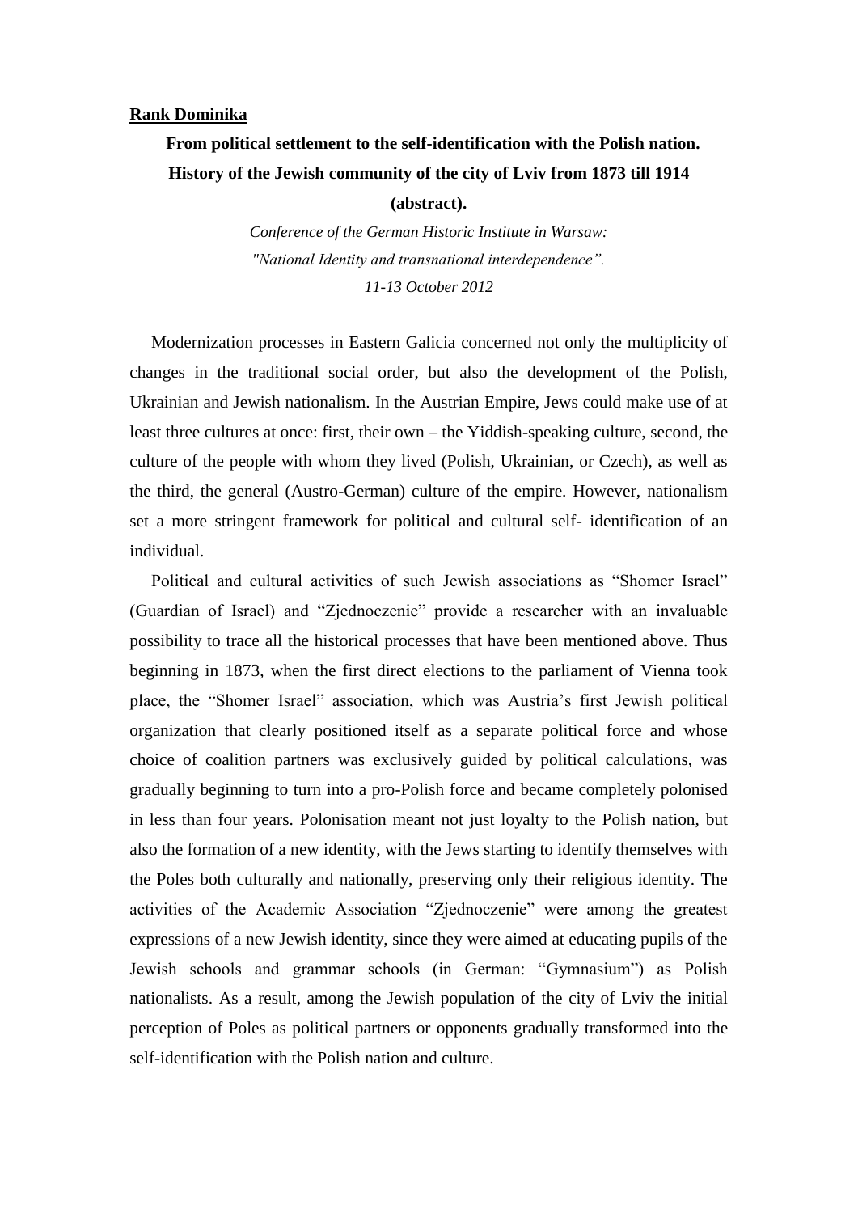**Rank Dominika**

# From political settlement to the self-identification with the Polish nation. History of the Jewish community of the city of Lviv from 1873 till 1914 (abstract).

*Conference of the German Historic Institute in Warsaw:*
*"National Identity and transnational interdependence".*
*11-13 October 2012*

Modernization processes in Eastern Galicia concerned not only the multiplicity of changes in the traditional social order, but also the development of the Polish, Ukrainian and Jewish nationalism. In the Austrian Empire, Jews could make use of at least three cultures at once: first, their own – the Yiddish-speaking culture, second, the culture of the people with whom they lived (Polish, Ukrainian, or Czech), as well as the third, the general (Austro-German) culture of the empire. However, nationalism set a more stringent framework for political and cultural self- identification of an individual.

Political and cultural activities of such Jewish associations as "Shomer Israel" (Guardian of Israel) and "Zjednoczenie" provide a researcher with an invaluable possibility to trace all the historical processes that have been mentioned above. Thus beginning in 1873, when the first direct elections to the parliament of Vienna took place, the "Shomer Israel" association, which was Austria's first Jewish political organization that clearly positioned itself as a separate political force and whose choice of coalition partners was exclusively guided by political calculations, was gradually beginning to turn into a pro-Polish force and became completely polonised in less than four years. Polonisation meant not just loyalty to the Polish nation, but also the formation of a new identity, with the Jews starting to identify themselves with the Poles both culturally and nationally, preserving only their religious identity. The activities of the Academic Association "Zjednoczenie" were among the greatest expressions of a new Jewish identity, since they were aimed at educating pupils of the Jewish schools and grammar schools (in German: "Gymnasium") as Polish nationalists. As a result, among the Jewish population of the city of Lviv the initial perception of Poles as political partners or opponents gradually transformed into the self-identification with the Polish nation and culture.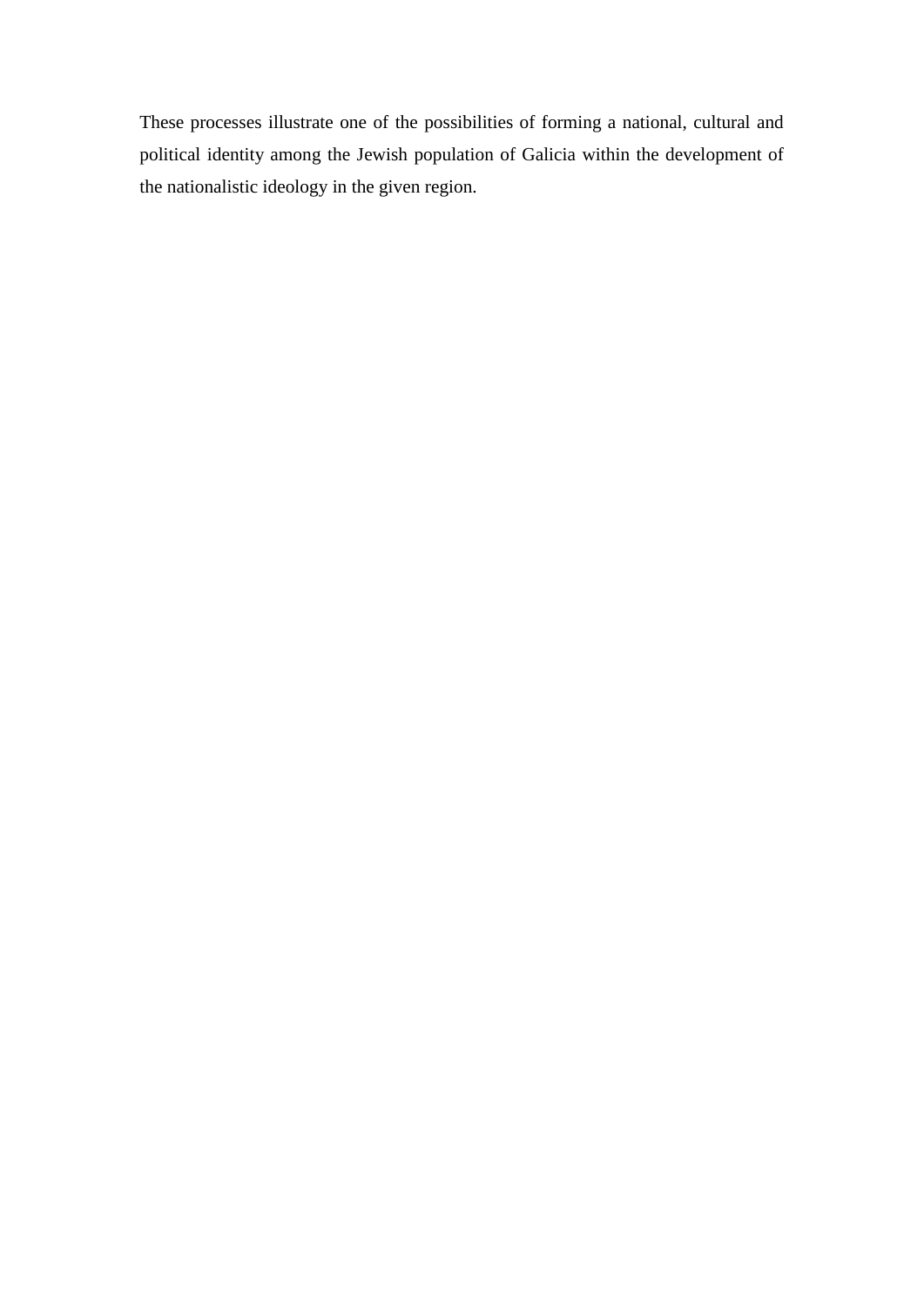These processes illustrate one of the possibilities of forming a national, cultural and political identity among the Jewish population of Galicia within the development of the nationalistic ideology in the given region.